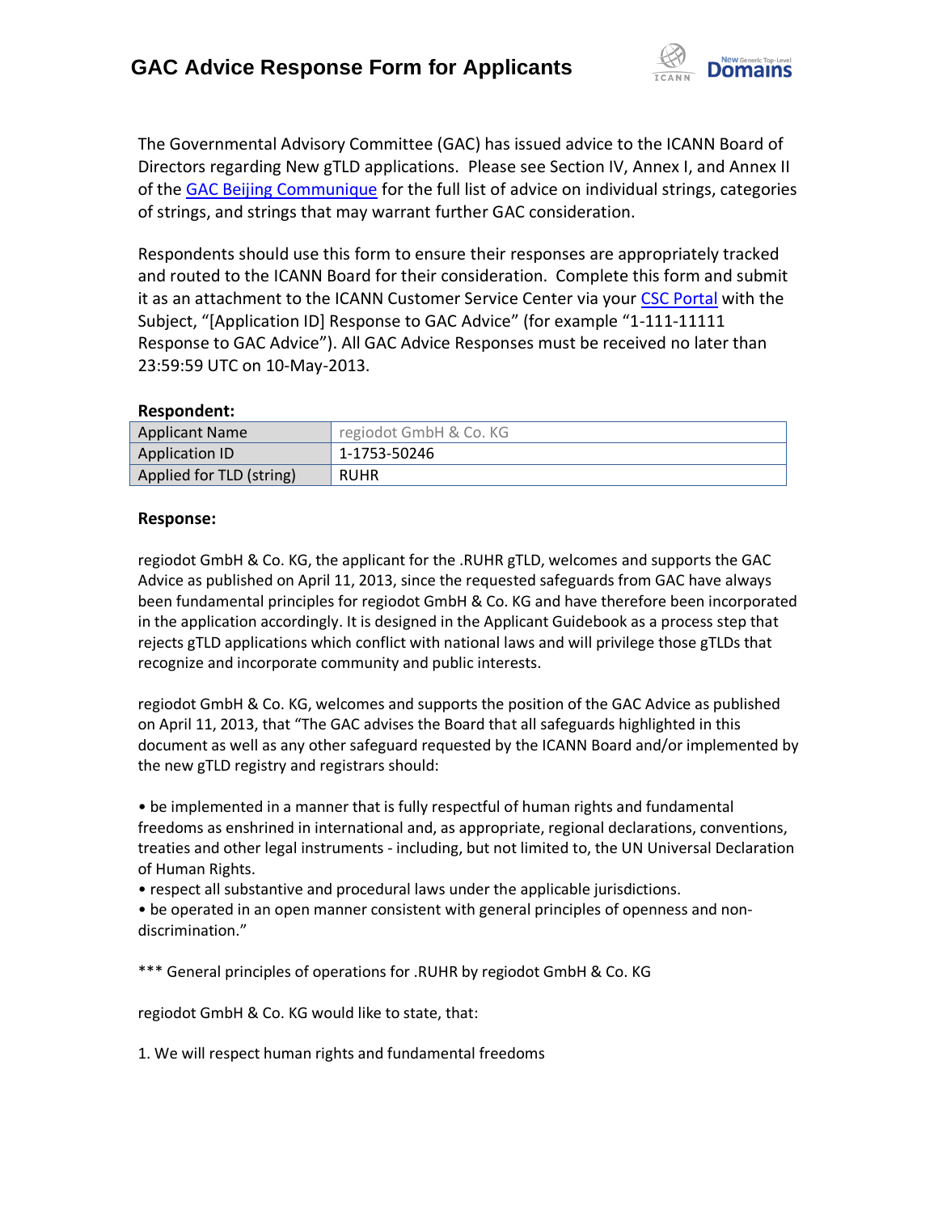# GAC Advice Response Form for Applicants

The Governmental Advisory Committee (GAC) has issued advice to the ICANN Board of Directors regarding New gTLD applications. Please see Section IV, Annex I, and Annex II of the GAC Beijing Communique for the full list of advice on individual strings, categories of strings, and strings that may warrant further GAC consideration.

Respondents should use this form to ensure their responses are appropriately tracked and routed to the ICANN Board for their consideration. Complete this form and submit it as an attachment to the ICANN Customer Service Center via your CSC Portal with the Subject, "[Application ID] Response to GAC Advice" (for example "1-111-11111 Response to GAC Advice"). All GAC Advice Responses must be received no later than 23:59:59 UTC on 10-May-2013.

**Respondent:**

| Applicant Name | regiodot GmbH & Co. KG |
|---|---|
| Application ID | 1-1753-50246 |
| Applied for TLD (string) | RUHR |

**Response:**

regiodot GmbH & Co. KG, the applicant for the .RUHR gTLD, welcomes and supports the GAC Advice as published on April 11, 2013, since the requested safeguards from GAC have always been fundamental principles for regiodot GmbH & Co. KG and have therefore been incorporated in the application accordingly. It is designed in the Applicant Guidebook as a process step that rejects gTLD applications which conflict with national laws and will privilege those gTLDs that recognize and incorporate community and public interests.

regiodot GmbH & Co. KG, welcomes and supports the position of the GAC Advice as published on April 11, 2013, that "The GAC advises the Board that all safeguards highlighted in this document as well as any other safeguard requested by the ICANN Board and/or implemented by the new gTLD registry and registrars should:

• be implemented in a manner that is fully respectful of human rights and fundamental freedoms as enshrined in international and, as appropriate, regional declarations, conventions, treaties and other legal instruments - including, but not limited to, the UN Universal Declaration of Human Rights.
• respect all substantive and procedural laws under the applicable jurisdictions.
• be operated in an open manner consistent with general principles of openness and non-discrimination."

*** General principles of operations for .RUHR by regiodot GmbH & Co. KG

regiodot GmbH & Co. KG would like to state, that:

1. We will respect human rights and fundamental freedoms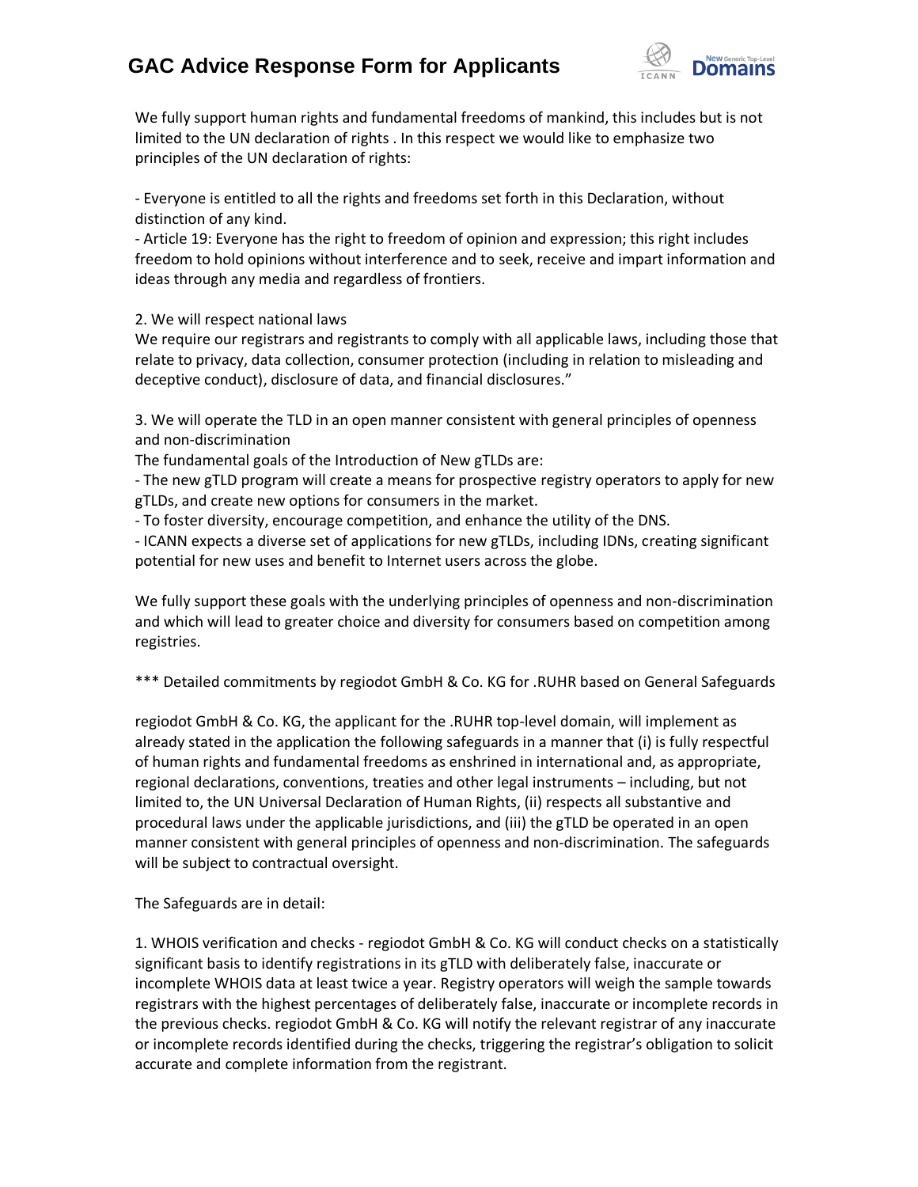We fully support human rights and fundamental freedoms of mankind, this includes but is not limited to the UN declaration of rights . In this respect we would like to emphasize two principles of the UN declaration of rights:

- Everyone is entitled to all the rights and freedoms set forth in this Declaration, without distinction of any kind.
- Article 19: Everyone has the right to freedom of opinion and expression; this right includes freedom to hold opinions without interference and to seek, receive and impart information and ideas through any media and regardless of frontiers.

2. We will respect national laws
We require our registrars and registrants to comply with all applicable laws, including those that relate to privacy, data collection, consumer protection (including in relation to misleading and deceptive conduct), disclosure of data, and financial disclosures."

3. We will operate the TLD in an open manner consistent with general principles of openness and non-discrimination
The fundamental goals of the Introduction of New gTLDs are:
- The new gTLD program will create a means for prospective registry operators to apply for new gTLDs, and create new options for consumers in the market.
- To foster diversity, encourage competition, and enhance the utility of the DNS.
- ICANN expects a diverse set of applications for new gTLDs, including IDNs, creating significant potential for new uses and benefit to Internet users across the globe.

We fully support these goals with the underlying principles of openness and non-discrimination and which will lead to greater choice and diversity for consumers based on competition among registries.

*** Detailed commitments by regiodot GmbH & Co. KG for .RUHR based on General Safeguards

regiodot GmbH & Co. KG, the applicant for the .RUHR top-level domain, will implement as already stated in the application the following safeguards in a manner that (i) is fully respectful of human rights and fundamental freedoms as enshrined in international and, as appropriate, regional declarations, conventions, treaties and other legal instruments – including, but not limited to, the UN Universal Declaration of Human Rights, (ii) respects all substantive and procedural laws under the applicable jurisdictions, and (iii) the gTLD be operated in an open manner consistent with general principles of openness and non-discrimination. The safeguards will be subject to contractual oversight.

The Safeguards are in detail:

1. WHOIS verification and checks - regiodot GmbH & Co. KG will conduct checks on a statistically significant basis to identify registrations in its gTLD with deliberately false, inaccurate or incomplete WHOIS data at least twice a year. Registry operators will weigh the sample towards registrars with the highest percentages of deliberately false, inaccurate or incomplete records in the previous checks. regiodot GmbH & Co. KG will notify the relevant registrar of any inaccurate or incomplete records identified during the checks, triggering the registrar's obligation to solicit accurate and complete information from the registrant.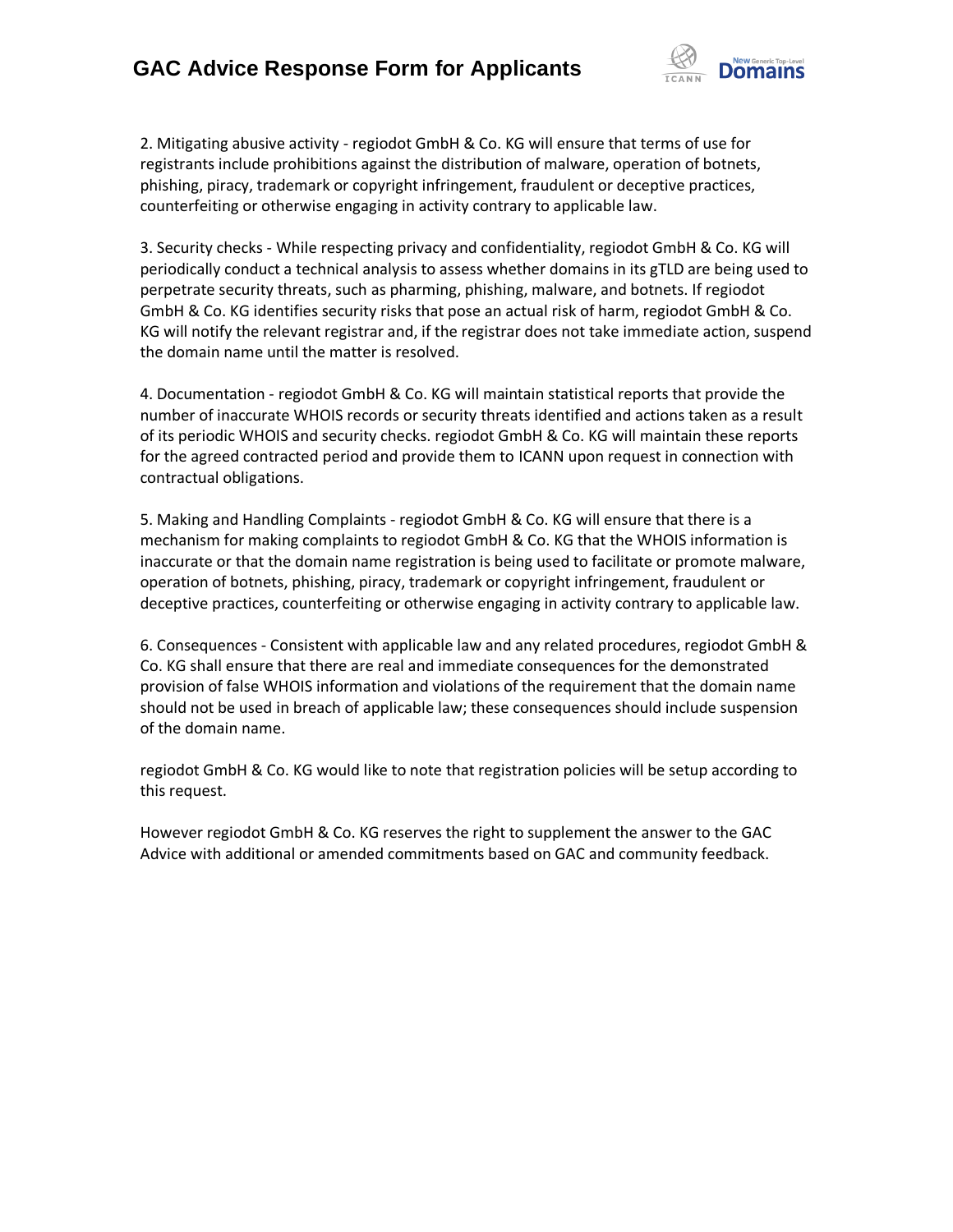2. Mitigating abusive activity - regiodot GmbH & Co. KG will ensure that terms of use for registrants include prohibitions against the distribution of malware, operation of botnets, phishing, piracy, trademark or copyright infringement, fraudulent or deceptive practices, counterfeiting or otherwise engaging in activity contrary to applicable law.

3. Security checks - While respecting privacy and confidentiality, regiodot GmbH & Co. KG will periodically conduct a technical analysis to assess whether domains in its gTLD are being used to perpetrate security threats, such as pharming, phishing, malware, and botnets. If regiodot GmbH & Co. KG identifies security risks that pose an actual risk of harm, regiodot GmbH & Co. KG will notify the relevant registrar and, if the registrar does not take immediate action, suspend the domain name until the matter is resolved.

4. Documentation - regiodot GmbH & Co. KG will maintain statistical reports that provide the number of inaccurate WHOIS records or security threats identified and actions taken as a result of its periodic WHOIS and security checks. regiodot GmbH & Co. KG will maintain these reports for the agreed contracted period and provide them to ICANN upon request in connection with contractual obligations.

5. Making and Handling Complaints - regiodot GmbH & Co. KG will ensure that there is a mechanism for making complaints to regiodot GmbH & Co. KG that the WHOIS information is inaccurate or that the domain name registration is being used to facilitate or promote malware, operation of botnets, phishing, piracy, trademark or copyright infringement, fraudulent or deceptive practices, counterfeiting or otherwise engaging in activity contrary to applicable law.

6. Consequences - Consistent with applicable law and any related procedures, regiodot GmbH & Co. KG shall ensure that there are real and immediate consequences for the demonstrated provision of false WHOIS information and violations of the requirement that the domain name should not be used in breach of applicable law; these consequences should include suspension of the domain name.

regiodot GmbH & Co. KG would like to note that registration policies will be setup according to this request.

However regiodot GmbH & Co. KG reserves the right to supplement the answer to the GAC Advice with additional or amended commitments based on GAC and community feedback.